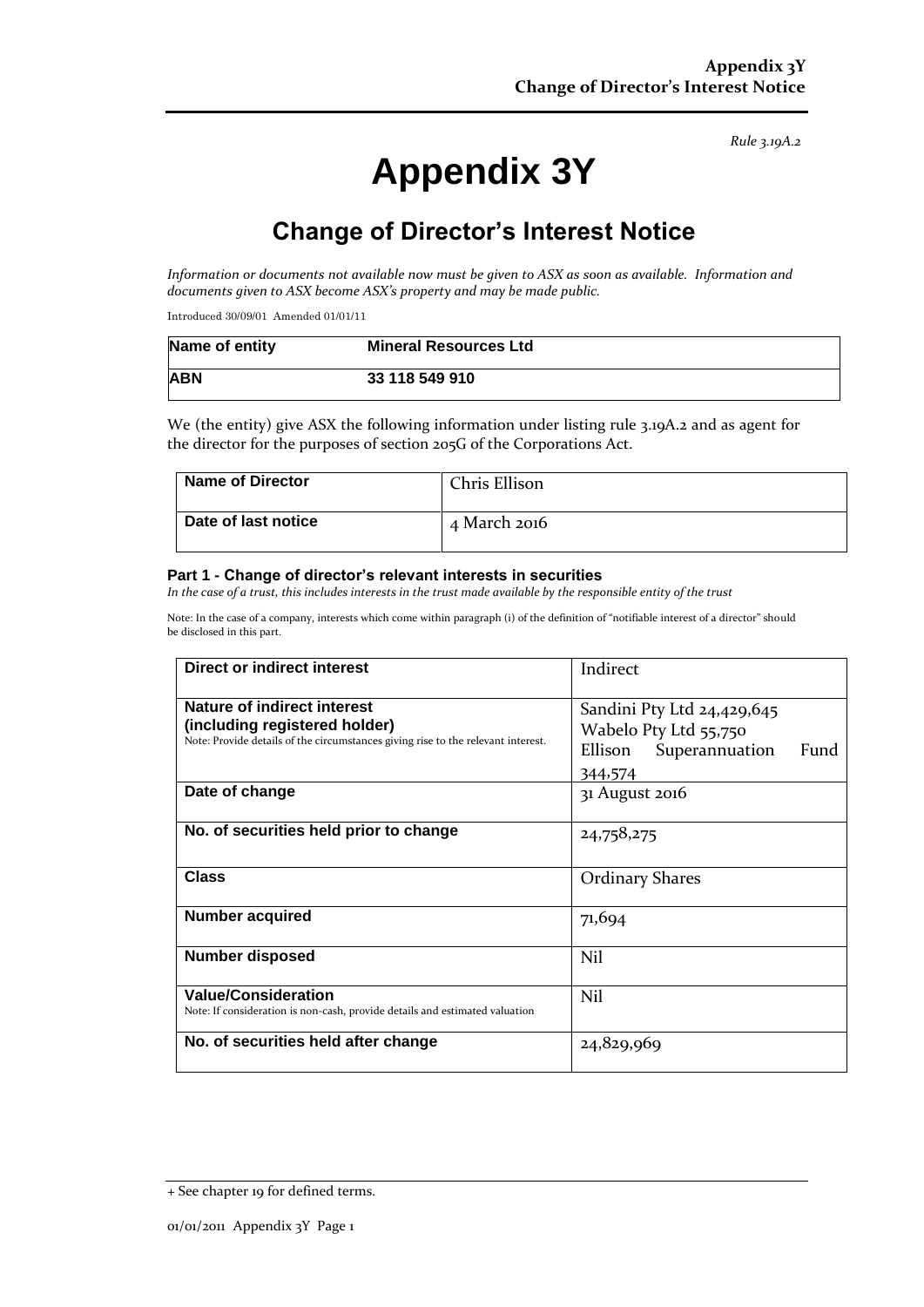*Rule 3.19A.2*

# Appendix 3Y

## Change of Director's Interest Notice

*Information or documents not available now must be given to ASX as soon as available. Information and documents given to ASX become ASX's property and may be made public.*

Introduced 30/09/01 Amended 01/01/11

| Name of entity | Mineral Resources Ltd |
|---|---|
| ABN | 33 118 549 910 |

We (the entity) give ASX the following information under listing rule 3.19A.2 and as agent for the director for the purposes of section 205G of the Corporations Act.

| Name of Director | Chris Ellison |
|---|---|
| Date of last notice | 4 March 2016 |

### Part 1 - Change of director's relevant interests in securities

*In the case of a trust, this includes interests in the trust made available by the responsible entity of the trust*

Note: In the case of a company, interests which come within paragraph (i) of the definition of "notifiable interest of a director" should be disclosed in this part.

| Direct or indirect interest | Indirect |
|---|---|
| **Nature of indirect interest (including registered holder)**<br>Note: Provide details of the circumstances giving rise to the relevant interest. | Sandini Pty Ltd 24,429,645<br>Wabelo Pty Ltd 55,750<br>Ellison Superannuation Fund 344,574 |
| **Date of change** | 31 August 2016 |
| **No. of securities held prior to change** | 24,758,275 |
| **Class** | Ordinary Shares |
| **Number acquired** | 71,694 |
| **Number disposed** | Nil |
| **Value/Consideration**<br>Note: If consideration is non-cash, provide details and estimated valuation | Nil |
| **No. of securities held after change** | 24,829,969 |

+ See chapter 19 for defined terms.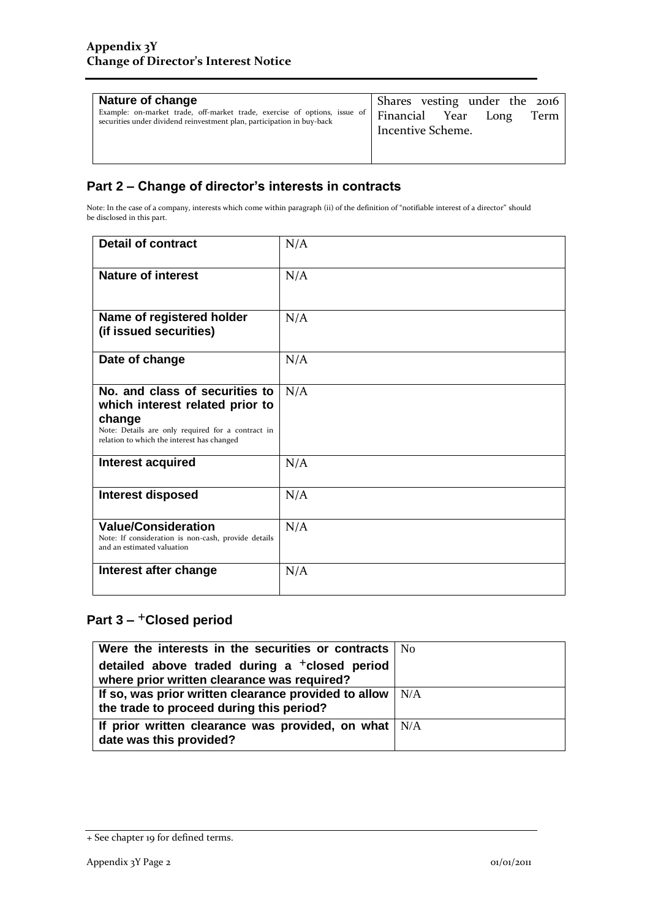| | |
|---|---|
| **Nature of change**<br>Example: on-market trade, off-market trade, exercise of options, issue of securities under dividend reinvestment plan, participation in buy-back | Shares vesting under the 2016 Financial Year Long Term Incentive Scheme. |

## Part 2 – Change of director's interests in contracts

Note: In the case of a company, interests which come within paragraph (ii) of the definition of "notifiable interest of a director" should be disclosed in this part.

| | |
|---|---|
| **Detail of contract** | N/A |
| **Nature of interest** | N/A |
| **Name of registered holder (if issued securities)** | N/A |
| **Date of change** | N/A |
| **No. and class of securities to which interest related prior to change**<br>Note: Details are only required for a contract in relation to which the interest has changed | N/A |
| **Interest acquired** | N/A |
| **Interest disposed** | N/A |
| **Value/Consideration**<br>Note: If consideration is non-cash, provide details and an estimated valuation | N/A |
| **Interest after change** | N/A |

## Part 3 – +Closed period

| | |
|---|---|
| **Were the interests in the securities or contracts detailed above traded during a +closed period where prior written clearance was required?** | No |
| **If so, was prior written clearance provided to allow the trade to proceed during this period?** | N/A |
| **If prior written clearance was provided, on what date was this provided?** | N/A |

+ See chapter 19 for defined terms.